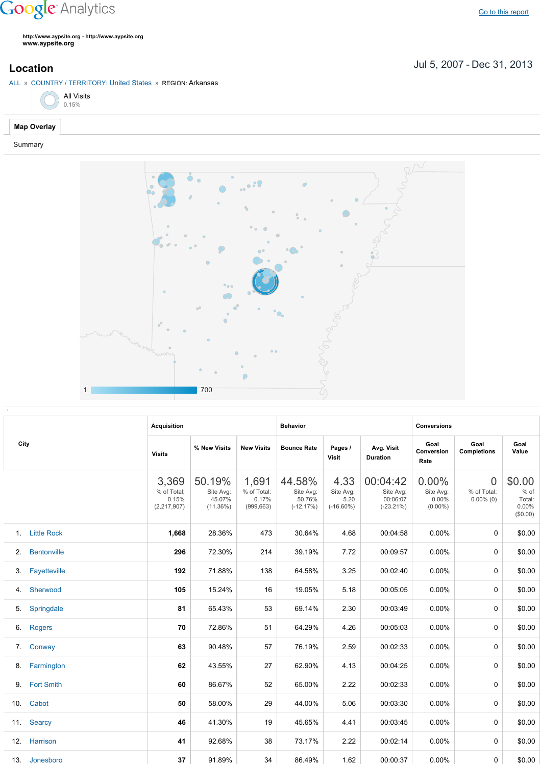Google Analytics

Go to this report

http://www.aypsite.org - http://www.aypsite.org
www.aypsite.org

# Location

Jul 5, 2007 - Dec 31, 2013

ALL » COUNTRY / TERRITORY: United States » REGION: Arkansas

All Visits
0.15%

Map Overlay

Summary

1 700

| City | Acquisition | | | Behavior | | | Conversions | | |
|---|---|---|---|---|---|---|---|---|---|
| | Visits | % New Visits | New Visits | Bounce Rate | Pages / Visit | Avg. Visit Duration | Goal Conversion Rate | Goal Completions | Goal Value |
| | 3,369 % of Total: 0.15% (2,217,907) | 50.19% Site Avg: 45.07% (11.36%) | 1,691 % of Total: 0.17% (999,663) | 44.58% Site Avg: 50.76% (-12.17%) | 4.33 Site Avg: 5.20 (-16.60%) | 00:04:42 Site Avg: 00:06:07 (-23.21%) | 0.00% Site Avg: 0.00% (0.00%) | 0 % of Total: 0.00% (0) | $0.00 % of Total: 0.00% ($0.00) |
| 1. Little Rock | 1,668 | 28.36% | 473 | 30.64% | 4.68 | 00:04:58 | 0.00% | 0 | $0.00 |
| 2. Bentonville | 296 | 72.30% | 214 | 39.19% | 7.72 | 00:09:57 | 0.00% | 0 | $0.00 |
| 3. Fayetteville | 192 | 71.88% | 138 | 64.58% | 3.25 | 00:02:40 | 0.00% | 0 | $0.00 |
| 4. Sherwood | 105 | 15.24% | 16 | 19.05% | 5.18 | 00:05:05 | 0.00% | 0 | $0.00 |
| 5. Springdale | 81 | 65.43% | 53 | 69.14% | 2.30 | 00:03:49 | 0.00% | 0 | $0.00 |
| 6. Rogers | 70 | 72.86% | 51 | 64.29% | 4.26 | 00:05:03 | 0.00% | 0 | $0.00 |
| 7. Conway | 63 | 90.48% | 57 | 76.19% | 2.59 | 00:02:33 | 0.00% | 0 | $0.00 |
| 8. Farmington | 62 | 43.55% | 27 | 62.90% | 4.13 | 00:04:25 | 0.00% | 0 | $0.00 |
| 9. Fort Smith | 60 | 86.67% | 52 | 65.00% | 2.22 | 00:02:33 | 0.00% | 0 | $0.00 |
| 10. Cabot | 50 | 58.00% | 29 | 44.00% | 5.06 | 00:03:30 | 0.00% | 0 | $0.00 |
| 11. Searcy | 46 | 41.30% | 19 | 45.65% | 4.41 | 00:03:45 | 0.00% | 0 | $0.00 |
| 12. Harrison | 41 | 92.68% | 38 | 73.17% | 2.22 | 00:02:14 | 0.00% | 0 | $0.00 |
| 13. Jonesboro | 37 | 91.89% | 34 | 86.49% | 1.62 | 00:00:37 | 0.00% | 0 | $0.00 |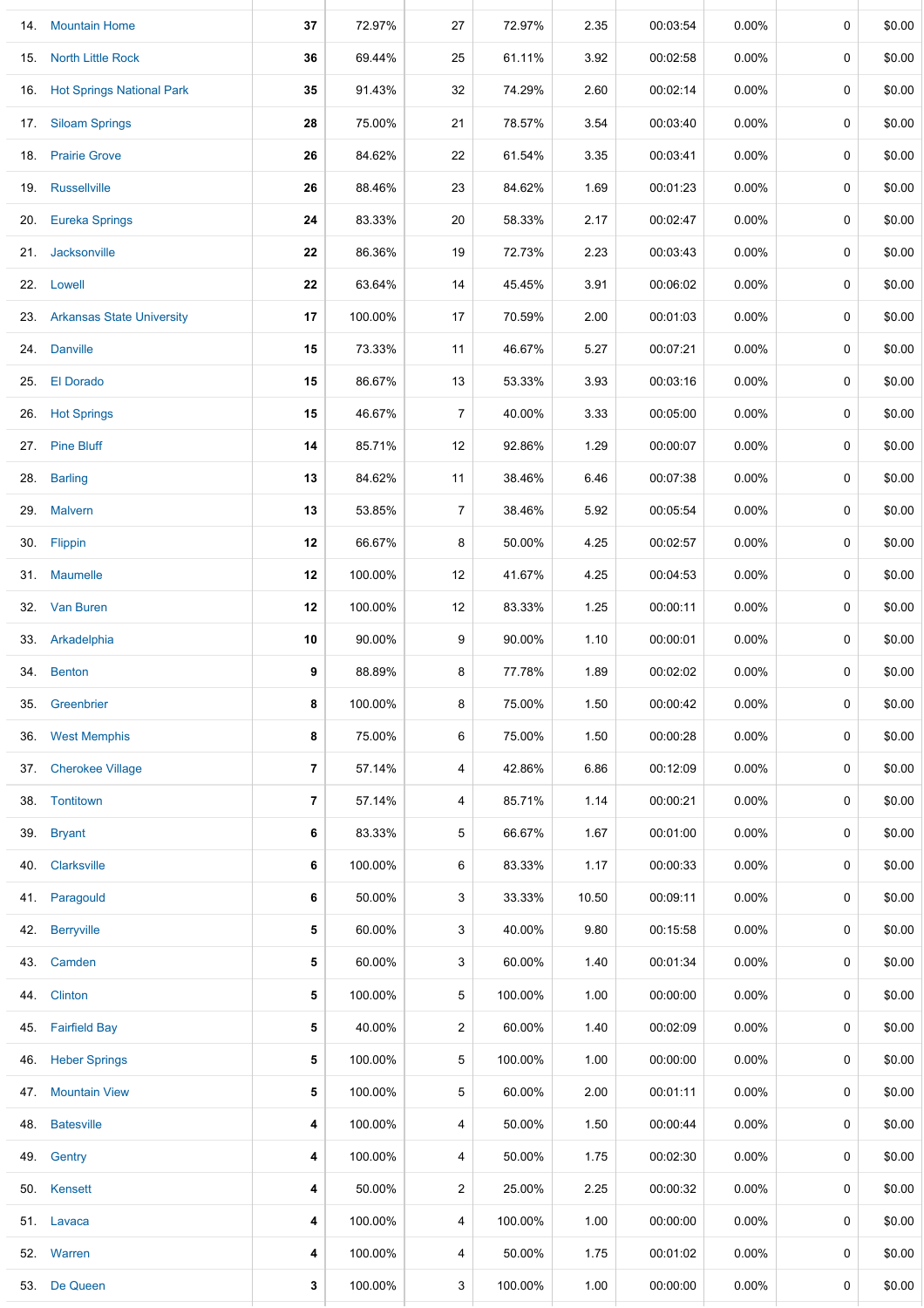| | | | | | | | | | | |
|---|---|---|---|---|---|---|---|---|---|---|
| 14. | Mountain Home | **37** | 72.97% | 27 | 72.97% | 2.35 | 00:03:54 | 0.00% | 0 | $0.00 |
| 15. | North Little Rock | **36** | 69.44% | 25 | 61.11% | 3.92 | 00:02:58 | 0.00% | 0 | $0.00 |
| 16. | Hot Springs National Park | **35** | 91.43% | 32 | 74.29% | 2.60 | 00:02:14 | 0.00% | 0 | $0.00 |
| 17. | Siloam Springs | **28** | 75.00% | 21 | 78.57% | 3.54 | 00:03:40 | 0.00% | 0 | $0.00 |
| 18. | Prairie Grove | **26** | 84.62% | 22 | 61.54% | 3.35 | 00:03:41 | 0.00% | 0 | $0.00 |
| 19. | Russellville | **26** | 88.46% | 23 | 84.62% | 1.69 | 00:01:23 | 0.00% | 0 | $0.00 |
| 20. | Eureka Springs | **24** | 83.33% | 20 | 58.33% | 2.17 | 00:02:47 | 0.00% | 0 | $0.00 |
| 21. | Jacksonville | **22** | 86.36% | 19 | 72.73% | 2.23 | 00:03:43 | 0.00% | 0 | $0.00 |
| 22. | Lowell | **22** | 63.64% | 14 | 45.45% | 3.91 | 00:06:02 | 0.00% | 0 | $0.00 |
| 23. | Arkansas State University | **17** | 100.00% | 17 | 70.59% | 2.00 | 00:01:03 | 0.00% | 0 | $0.00 |
| 24. | Danville | **15** | 73.33% | 11 | 46.67% | 5.27 | 00:07:21 | 0.00% | 0 | $0.00 |
| 25. | El Dorado | **15** | 86.67% | 13 | 53.33% | 3.93 | 00:03:16 | 0.00% | 0 | $0.00 |
| 26. | Hot Springs | **15** | 46.67% | 7 | 40.00% | 3.33 | 00:05:00 | 0.00% | 0 | $0.00 |
| 27. | Pine Bluff | **14** | 85.71% | 12 | 92.86% | 1.29 | 00:00:07 | 0.00% | 0 | $0.00 |
| 28. | Barling | **13** | 84.62% | 11 | 38.46% | 6.46 | 00:07:38 | 0.00% | 0 | $0.00 |
| 29. | Malvern | **13** | 53.85% | 7 | 38.46% | 5.92 | 00:05:54 | 0.00% | 0 | $0.00 |
| 30. | Flippin | **12** | 66.67% | 8 | 50.00% | 4.25 | 00:02:57 | 0.00% | 0 | $0.00 |
| 31. | Maumelle | **12** | 100.00% | 12 | 41.67% | 4.25 | 00:04:53 | 0.00% | 0 | $0.00 |
| 32. | Van Buren | **12** | 100.00% | 12 | 83.33% | 1.25 | 00:00:11 | 0.00% | 0 | $0.00 |
| 33. | Arkadelphia | **10** | 90.00% | 9 | 90.00% | 1.10 | 00:00:01 | 0.00% | 0 | $0.00 |
| 34. | Benton | **9** | 88.89% | 8 | 77.78% | 1.89 | 00:02:02 | 0.00% | 0 | $0.00 |
| 35. | Greenbrier | **8** | 100.00% | 8 | 75.00% | 1.50 | 00:00:42 | 0.00% | 0 | $0.00 |
| 36. | West Memphis | **8** | 75.00% | 6 | 75.00% | 1.50 | 00:00:28 | 0.00% | 0 | $0.00 |
| 37. | Cherokee Village | **7** | 57.14% | 4 | 42.86% | 6.86 | 00:12:09 | 0.00% | 0 | $0.00 |
| 38. | Tontitown | **7** | 57.14% | 4 | 85.71% | 1.14 | 00:00:21 | 0.00% | 0 | $0.00 |
| 39. | Bryant | **6** | 83.33% | 5 | 66.67% | 1.67 | 00:01:00 | 0.00% | 0 | $0.00 |
| 40. | Clarksville | **6** | 100.00% | 6 | 83.33% | 1.17 | 00:00:33 | 0.00% | 0 | $0.00 |
| 41. | Paragould | **6** | 50.00% | 3 | 33.33% | 10.50 | 00:09:11 | 0.00% | 0 | $0.00 |
| 42. | Berryville | **5** | 60.00% | 3 | 40.00% | 9.80 | 00:15:58 | 0.00% | 0 | $0.00 |
| 43. | Camden | **5** | 60.00% | 3 | 60.00% | 1.40 | 00:01:34 | 0.00% | 0 | $0.00 |
| 44. | Clinton | **5** | 100.00% | 5 | 100.00% | 1.00 | 00:00:00 | 0.00% | 0 | $0.00 |
| 45. | Fairfield Bay | **5** | 40.00% | 2 | 60.00% | 1.40 | 00:02:09 | 0.00% | 0 | $0.00 |
| 46. | Heber Springs | **5** | 100.00% | 5 | 100.00% | 1.00 | 00:00:00 | 0.00% | 0 | $0.00 |
| 47. | Mountain View | **5** | 100.00% | 5 | 60.00% | 2.00 | 00:01:11 | 0.00% | 0 | $0.00 |
| 48. | Batesville | **4** | 100.00% | 4 | 50.00% | 1.50 | 00:00:44 | 0.00% | 0 | $0.00 |
| 49. | Gentry | **4** | 100.00% | 4 | 50.00% | 1.75 | 00:02:30 | 0.00% | 0 | $0.00 |
| 50. | Kensett | **4** | 50.00% | 2 | 25.00% | 2.25 | 00:00:32 | 0.00% | 0 | $0.00 |
| 51. | Lavaca | **4** | 100.00% | 4 | 100.00% | 1.00 | 00:00:00 | 0.00% | 0 | $0.00 |
| 52. | Warren | **4** | 100.00% | 4 | 50.00% | 1.75 | 00:01:02 | 0.00% | 0 | $0.00 |
| 53. | De Queen | **3** | 100.00% | 3 | 100.00% | 1.00 | 00:00:00 | 0.00% | 0 | $0.00 |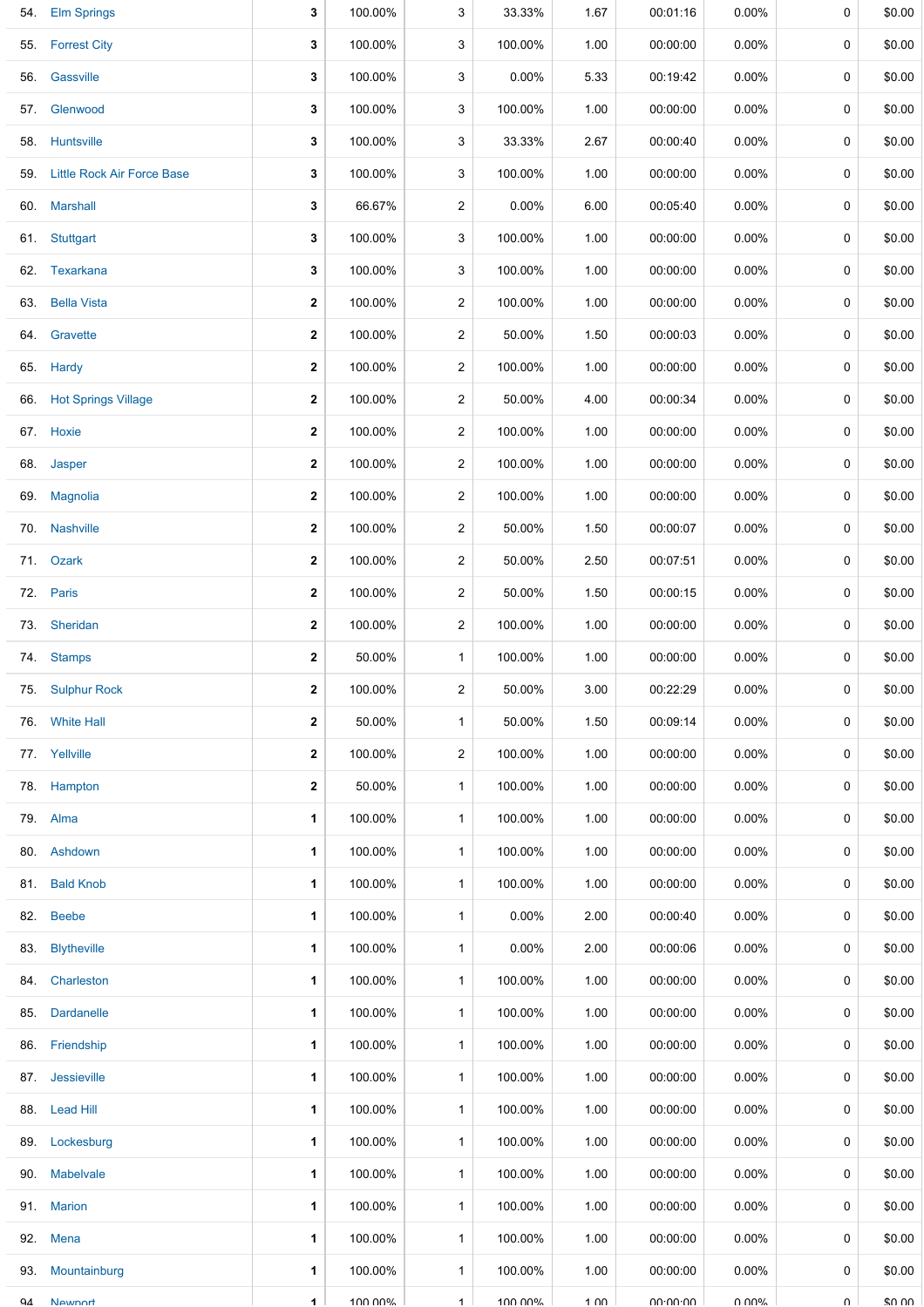| | | | | | | | | | |
|---|---|---|---|---|---|---|---|---|---|
| 54. | Elm Springs | 3 | 100.00% | 3 | 33.33% | 1.67 | 00:01:16 | 0.00% | 0 | $0.00 |
| 55. | Forrest City | 3 | 100.00% | 3 | 100.00% | 1.00 | 00:00:00 | 0.00% | 0 | $0.00 |
| 56. | Gassville | 3 | 100.00% | 3 | 0.00% | 5.33 | 00:19:42 | 0.00% | 0 | $0.00 |
| 57. | Glenwood | 3 | 100.00% | 3 | 100.00% | 1.00 | 00:00:00 | 0.00% | 0 | $0.00 |
| 58. | Huntsville | 3 | 100.00% | 3 | 33.33% | 2.67 | 00:00:40 | 0.00% | 0 | $0.00 |
| 59. | Little Rock Air Force Base | 3 | 100.00% | 3 | 100.00% | 1.00 | 00:00:00 | 0.00% | 0 | $0.00 |
| 60. | Marshall | 3 | 66.67% | 2 | 0.00% | 6.00 | 00:05:40 | 0.00% | 0 | $0.00 |
| 61. | Stuttgart | 3 | 100.00% | 3 | 100.00% | 1.00 | 00:00:00 | 0.00% | 0 | $0.00 |
| 62. | Texarkana | 3 | 100.00% | 3 | 100.00% | 1.00 | 00:00:00 | 0.00% | 0 | $0.00 |
| 63. | Bella Vista | 2 | 100.00% | 2 | 100.00% | 1.00 | 00:00:00 | 0.00% | 0 | $0.00 |
| 64. | Gravette | 2 | 100.00% | 2 | 50.00% | 1.50 | 00:00:03 | 0.00% | 0 | $0.00 |
| 65. | Hardy | 2 | 100.00% | 2 | 100.00% | 1.00 | 00:00:00 | 0.00% | 0 | $0.00 |
| 66. | Hot Springs Village | 2 | 100.00% | 2 | 50.00% | 4.00 | 00:00:34 | 0.00% | 0 | $0.00 |
| 67. | Hoxie | 2 | 100.00% | 2 | 100.00% | 1.00 | 00:00:00 | 0.00% | 0 | $0.00 |
| 68. | Jasper | 2 | 100.00% | 2 | 100.00% | 1.00 | 00:00:00 | 0.00% | 0 | $0.00 |
| 69. | Magnolia | 2 | 100.00% | 2 | 100.00% | 1.00 | 00:00:00 | 0.00% | 0 | $0.00 |
| 70. | Nashville | 2 | 100.00% | 2 | 50.00% | 1.50 | 00:00:07 | 0.00% | 0 | $0.00 |
| 71. | Ozark | 2 | 100.00% | 2 | 50.00% | 2.50 | 00:07:51 | 0.00% | 0 | $0.00 |
| 72. | Paris | 2 | 100.00% | 2 | 50.00% | 1.50 | 00:00:15 | 0.00% | 0 | $0.00 |
| 73. | Sheridan | 2 | 100.00% | 2 | 100.00% | 1.00 | 00:00:00 | 0.00% | 0 | $0.00 |
| 74. | Stamps | 2 | 50.00% | 1 | 100.00% | 1.00 | 00:00:00 | 0.00% | 0 | $0.00 |
| 75. | Sulphur Rock | 2 | 100.00% | 2 | 50.00% | 3.00 | 00:22:29 | 0.00% | 0 | $0.00 |
| 76. | White Hall | 2 | 50.00% | 1 | 50.00% | 1.50 | 00:09:14 | 0.00% | 0 | $0.00 |
| 77. | Yellville | 2 | 100.00% | 2 | 100.00% | 1.00 | 00:00:00 | 0.00% | 0 | $0.00 |
| 78. | Hampton | 2 | 50.00% | 1 | 100.00% | 1.00 | 00:00:00 | 0.00% | 0 | $0.00 |
| 79. | Alma | 1 | 100.00% | 1 | 100.00% | 1.00 | 00:00:00 | 0.00% | 0 | $0.00 |
| 80. | Ashdown | 1 | 100.00% | 1 | 100.00% | 1.00 | 00:00:00 | 0.00% | 0 | $0.00 |
| 81. | Bald Knob | 1 | 100.00% | 1 | 100.00% | 1.00 | 00:00:00 | 0.00% | 0 | $0.00 |
| 82. | Beebe | 1 | 100.00% | 1 | 0.00% | 2.00 | 00:00:40 | 0.00% | 0 | $0.00 |
| 83. | Blytheville | 1 | 100.00% | 1 | 0.00% | 2.00 | 00:00:06 | 0.00% | 0 | $0.00 |
| 84. | Charleston | 1 | 100.00% | 1 | 100.00% | 1.00 | 00:00:00 | 0.00% | 0 | $0.00 |
| 85. | Dardanelle | 1 | 100.00% | 1 | 100.00% | 1.00 | 00:00:00 | 0.00% | 0 | $0.00 |
| 86. | Friendship | 1 | 100.00% | 1 | 100.00% | 1.00 | 00:00:00 | 0.00% | 0 | $0.00 |
| 87. | Jessieville | 1 | 100.00% | 1 | 100.00% | 1.00 | 00:00:00 | 0.00% | 0 | $0.00 |
| 88. | Lead Hill | 1 | 100.00% | 1 | 100.00% | 1.00 | 00:00:00 | 0.00% | 0 | $0.00 |
| 89. | Lockesburg | 1 | 100.00% | 1 | 100.00% | 1.00 | 00:00:00 | 0.00% | 0 | $0.00 |
| 90. | Mabelvale | 1 | 100.00% | 1 | 100.00% | 1.00 | 00:00:00 | 0.00% | 0 | $0.00 |
| 91. | Marion | 1 | 100.00% | 1 | 100.00% | 1.00 | 00:00:00 | 0.00% | 0 | $0.00 |
| 92. | Mena | 1 | 100.00% | 1 | 100.00% | 1.00 | 00:00:00 | 0.00% | 0 | $0.00 |
| 93. | Mountainburg | 1 | 100.00% | 1 | 100.00% | 1.00 | 00:00:00 | 0.00% | 0 | $0.00 |
| 94. | Newport | 1 | 100.00% | 1 | 100.00% | 1.00 | 00:00:00 | 0.00% | 0 | $0.00 |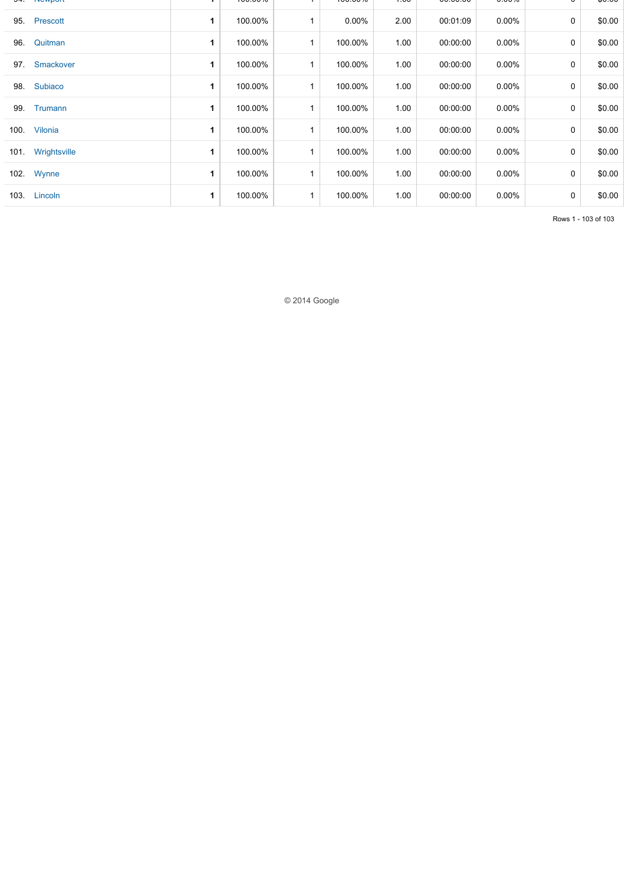| | | | | | | | | | |
|---|---|---|---|---|---|---|---|---|---|
| 95. | Prescott | **1** | 100.00% | 1 | 0.00% | 2.00 | 00:01:09 | 0.00% | 0 | $0.00 |
| 96. | Quitman | **1** | 100.00% | 1 | 100.00% | 1.00 | 00:00:00 | 0.00% | 0 | $0.00 |
| 97. | Smackover | **1** | 100.00% | 1 | 100.00% | 1.00 | 00:00:00 | 0.00% | 0 | $0.00 |
| 98. | Subiaco | **1** | 100.00% | 1 | 100.00% | 1.00 | 00:00:00 | 0.00% | 0 | $0.00 |
| 99. | Trumann | **1** | 100.00% | 1 | 100.00% | 1.00 | 00:00:00 | 0.00% | 0 | $0.00 |
| 100. | Vilonia | **1** | 100.00% | 1 | 100.00% | 1.00 | 00:00:00 | 0.00% | 0 | $0.00 |
| 101. | Wrightsville | **1** | 100.00% | 1 | 100.00% | 1.00 | 00:00:00 | 0.00% | 0 | $0.00 |
| 102. | Wynne | **1** | 100.00% | 1 | 100.00% | 1.00 | 00:00:00 | 0.00% | 0 | $0.00 |
| 103. | Lincoln | **1** | 100.00% | 1 | 100.00% | 1.00 | 00:00:00 | 0.00% | 0 | $0.00 |

Rows 1 - 103 of 103

© 2014 Google